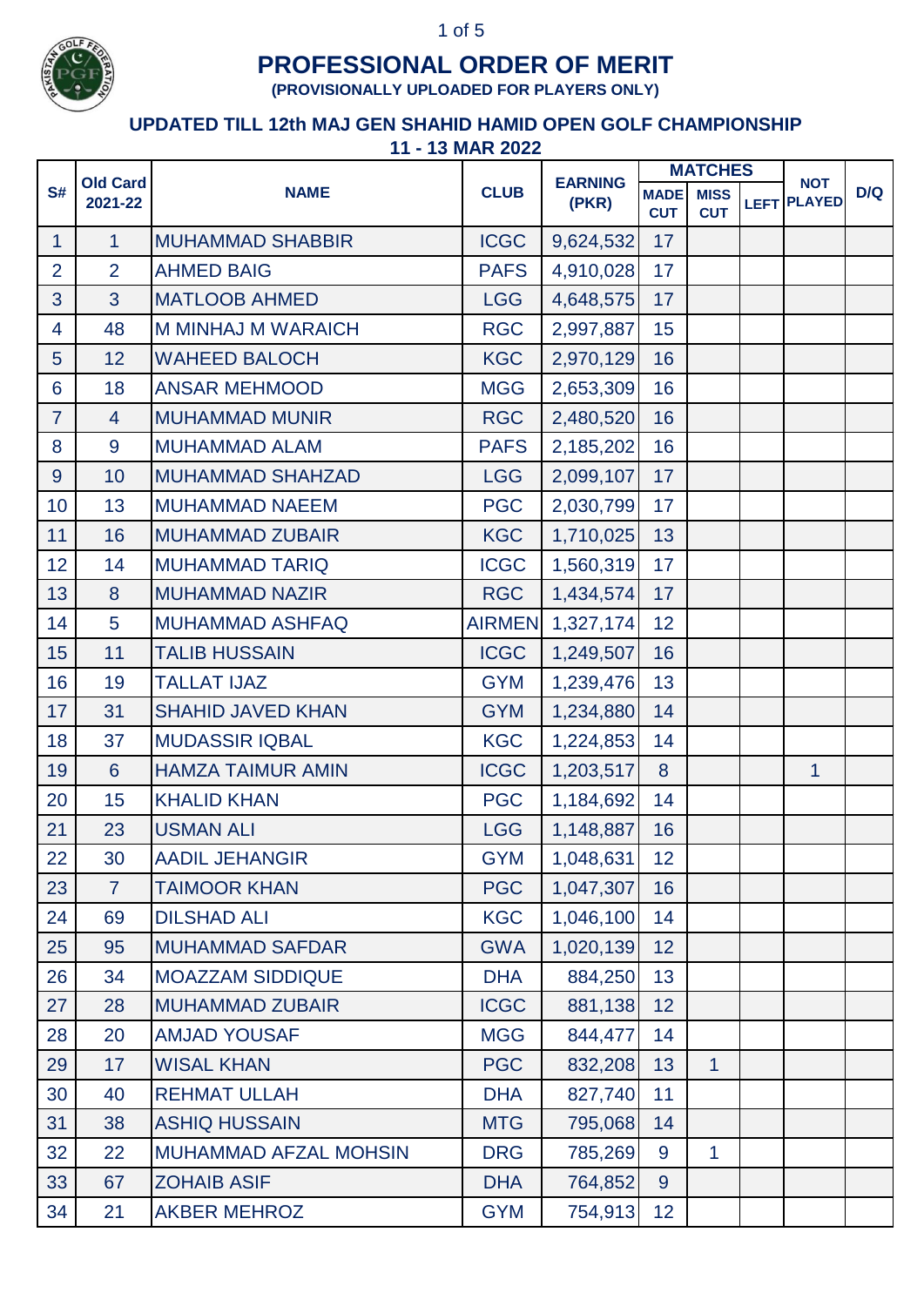# PROFESSIONAL ORDER OF MERIT

**(PROVISIONALLY UPLOADED FOR PLAYERS ONLY)**

## UPDATED TILL 12th MAJ GEN SHAHID HAMID OPEN GOLF CHAMPIONSHIP

## 11 - 13 MAR 2022

| S# | Old Card 2021-22 | NAME | CLUB | EARNING (PKR) | MATCHES | | | NOT PLAYED | D/Q |
|---|---|---|---|---|---|---|---|---|---|
| | | | | | MADE CUT | MISS CUT | LEFT | | |
| 1 | 1 | MUHAMMAD SHABBIR | ICGC | 9,624,532 | 17 | | | | |
| 2 | 2 | AHMED BAIG | PAFS | 4,910,028 | 17 | | | | |
| 3 | 3 | MATLOOB AHMED | LGG | 4,648,575 | 17 | | | | |
| 4 | 48 | M MINHAJ M WARAICH | RGC | 2,997,887 | 15 | | | | |
| 5 | 12 | WAHEED BALOCH | KGC | 2,970,129 | 16 | | | | |
| 6 | 18 | ANSAR MEHMOOD | MGG | 2,653,309 | 16 | | | | |
| 7 | 4 | MUHAMMAD MUNIR | RGC | 2,480,520 | 16 | | | | |
| 8 | 9 | MUHAMMAD ALAM | PAFS | 2,185,202 | 16 | | | | |
| 9 | 10 | MUHAMMAD SHAHZAD | LGG | 2,099,107 | 17 | | | | |
| 10 | 13 | MUHAMMAD NAEEM | PGC | 2,030,799 | 17 | | | | |
| 11 | 16 | MUHAMMAD ZUBAIR | KGC | 1,710,025 | 13 | | | | |
| 12 | 14 | MUHAMMAD TARIQ | ICGC | 1,560,319 | 17 | | | | |
| 13 | 8 | MUHAMMAD NAZIR | RGC | 1,434,574 | 17 | | | | |
| 14 | 5 | MUHAMMAD ASHFAQ | AIRMEN | 1,327,174 | 12 | | | | |
| 15 | 11 | TALIB HUSSAIN | ICGC | 1,249,507 | 16 | | | | |
| 16 | 19 | TALLAT IJAZ | GYM | 1,239,476 | 13 | | | | |
| 17 | 31 | SHAHID JAVED KHAN | GYM | 1,234,880 | 14 | | | | |
| 18 | 37 | MUDASSIR IQBAL | KGC | 1,224,853 | 14 | | | | |
| 19 | 6 | HAMZA TAIMUR AMIN | ICGC | 1,203,517 | 8 | | | 1 | |
| 20 | 15 | KHALID KHAN | PGC | 1,184,692 | 14 | | | | |
| 21 | 23 | USMAN ALI | LGG | 1,148,887 | 16 | | | | |
| 22 | 30 | AADIL JEHANGIR | GYM | 1,048,631 | 12 | | | | |
| 23 | 7 | TAIMOOR KHAN | PGC | 1,047,307 | 16 | | | | |
| 24 | 69 | DILSHAD ALI | KGC | 1,046,100 | 14 | | | | |
| 25 | 95 | MUHAMMAD SAFDAR | GWA | 1,020,139 | 12 | | | | |
| 26 | 34 | MOAZZAM SIDDIQUE | DHA | 884,250 | 13 | | | | |
| 27 | 28 | MUHAMMAD ZUBAIR | ICGC | 881,138 | 12 | | | | |
| 28 | 20 | AMJAD YOUSAF | MGG | 844,477 | 14 | | | | |
| 29 | 17 | WISAL KHAN | PGC | 832,208 | 13 | 1 | | | |
| 30 | 40 | REHMAT ULLAH | DHA | 827,740 | 11 | | | | |
| 31 | 38 | ASHIQ HUSSAIN | MTG | 795,068 | 14 | | | | |
| 32 | 22 | MUHAMMAD AFZAL MOHSIN | DRG | 785,269 | 9 | 1 | | | |
| 33 | 67 | ZOHAIB ASIF | DHA | 764,852 | 9 | | | | |
| 34 | 21 | AKBER MEHROZ | GYM | 754,913 | 12 | | | | |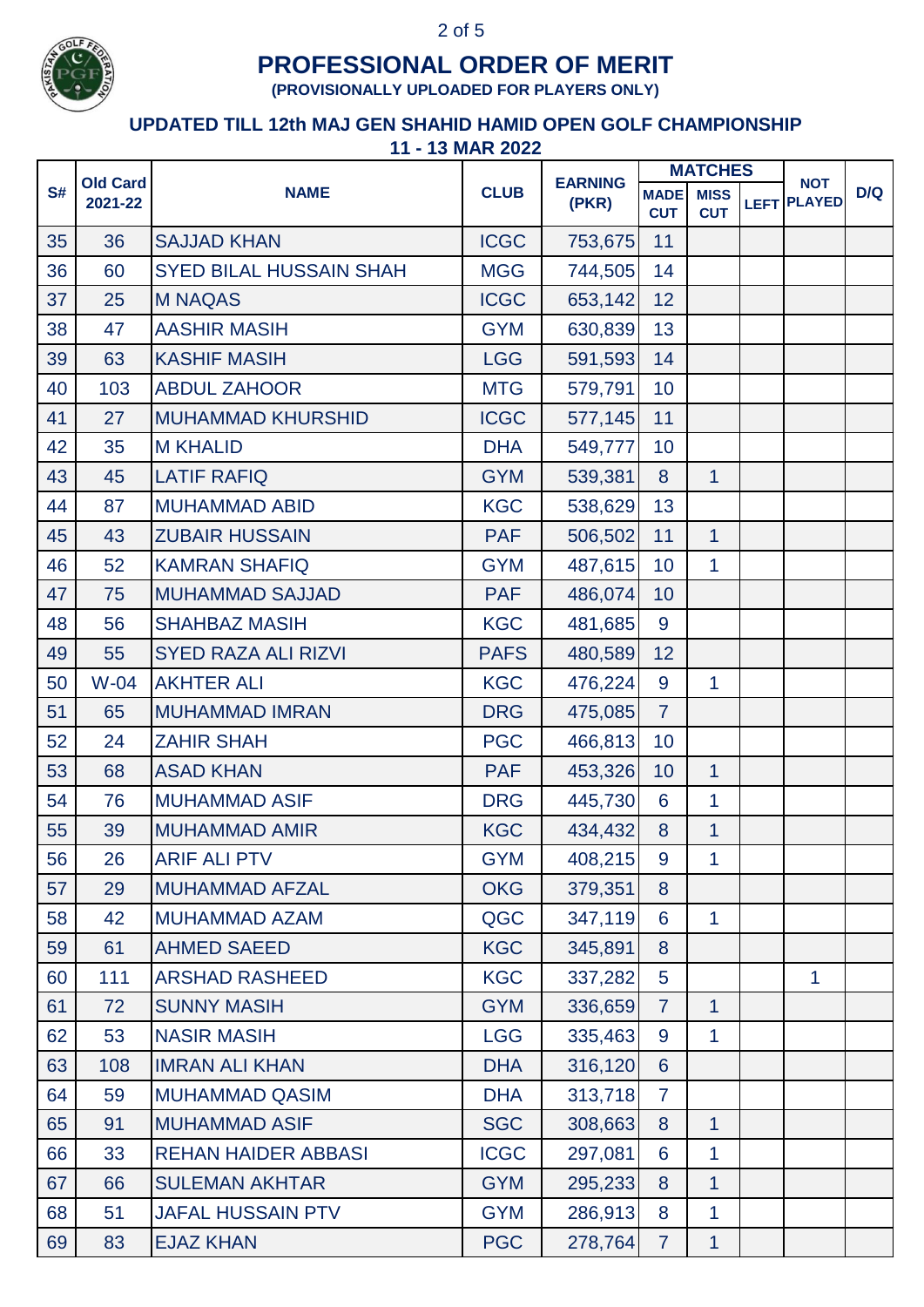# PROFESSIONAL ORDER OF MERIT

**(PROVISIONALLY UPLOADED FOR PLAYERS ONLY)**

## UPDATED TILL 12th MAJ GEN SHAHID HAMID OPEN GOLF CHAMPIONSHIP

**11 - 13 MAR 2022**

| S# | Old Card 2021-22 | NAME | CLUB | EARNING (PKR) | MATCHES | | | NOT PLAYED | D/Q |
|---|---|---|---|---|---|---|---|---|---|
| | | | | | MADE CUT | MISS CUT | LEFT | | |
| 35 | 36 | SAJJAD KHAN | ICGC | 753,675 | 11 | | | | |
| 36 | 60 | SYED BILAL HUSSAIN SHAH | MGG | 744,505 | 14 | | | | |
| 37 | 25 | M NAQAS | ICGC | 653,142 | 12 | | | | |
| 38 | 47 | AASHIR MASIH | GYM | 630,839 | 13 | | | | |
| 39 | 63 | KASHIF MASIH | LGG | 591,593 | 14 | | | | |
| 40 | 103 | ABDUL ZAHOOR | MTG | 579,791 | 10 | | | | |
| 41 | 27 | MUHAMMAD KHURSHID | ICGC | 577,145 | 11 | | | | |
| 42 | 35 | M KHALID | DHA | 549,777 | 10 | | | | |
| 43 | 45 | LATIF RAFIQ | GYM | 539,381 | 8 | 1 | | | |
| 44 | 87 | MUHAMMAD ABID | KGC | 538,629 | 13 | | | | |
| 45 | 43 | ZUBAIR HUSSAIN | PAF | 506,502 | 11 | 1 | | | |
| 46 | 52 | KAMRAN SHAFIQ | GYM | 487,615 | 10 | 1 | | | |
| 47 | 75 | MUHAMMAD SAJJAD | PAF | 486,074 | 10 | | | | |
| 48 | 56 | SHAHBAZ MASIH | KGC | 481,685 | 9 | | | | |
| 49 | 55 | SYED RAZA ALI RIZVI | PAFS | 480,589 | 12 | | | | |
| 50 | W-04 | AKHTER ALI | KGC | 476,224 | 9 | 1 | | | |
| 51 | 65 | MUHAMMAD IMRAN | DRG | 475,085 | 7 | | | | |
| 52 | 24 | ZAHIR SHAH | PGC | 466,813 | 10 | | | | |
| 53 | 68 | ASAD KHAN | PAF | 453,326 | 10 | 1 | | | |
| 54 | 76 | MUHAMMAD ASIF | DRG | 445,730 | 6 | 1 | | | |
| 55 | 39 | MUHAMMAD AMIR | KGC | 434,432 | 8 | 1 | | | |
| 56 | 26 | ARIF ALI PTV | GYM | 408,215 | 9 | 1 | | | |
| 57 | 29 | MUHAMMAD AFZAL | OKG | 379,351 | 8 | | | | |
| 58 | 42 | MUHAMMAD AZAM | QGC | 347,119 | 6 | 1 | | | |
| 59 | 61 | AHMED SAEED | KGC | 345,891 | 8 | | | | |
| 60 | 111 | ARSHAD RASHEED | KGC | 337,282 | 5 | | | 1 | |
| 61 | 72 | SUNNY MASIH | GYM | 336,659 | 7 | 1 | | | |
| 62 | 53 | NASIR MASIH | LGG | 335,463 | 9 | 1 | | | |
| 63 | 108 | IMRAN ALI KHAN | DHA | 316,120 | 6 | | | | |
| 64 | 59 | MUHAMMAD QASIM | DHA | 313,718 | 7 | | | | |
| 65 | 91 | MUHAMMAD ASIF | SGC | 308,663 | 8 | 1 | | | |
| 66 | 33 | REHAN HAIDER ABBASI | ICGC | 297,081 | 6 | 1 | | | |
| 67 | 66 | SULEMAN AKHTAR | GYM | 295,233 | 8 | 1 | | | |
| 68 | 51 | JAFAL HUSSAIN PTV | GYM | 286,913 | 8 | 1 | | | |
| 69 | 83 | EJAZ KHAN | PGC | 278,764 | 7 | 1 | | | |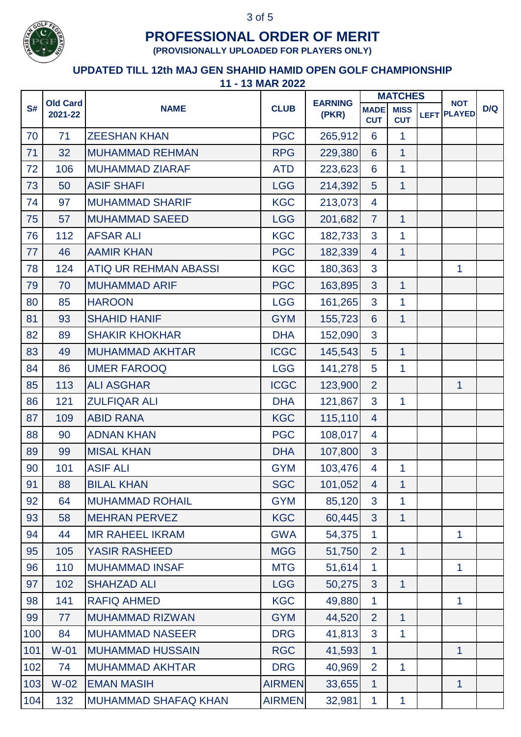# PROFESSIONAL ORDER OF MERIT

**(PROVISIONALLY UPLOADED FOR PLAYERS ONLY)**

## UPDATED TILL 12th MAJ GEN SHAHID HAMID OPEN GOLF CHAMPIONSHIP

**11 - 13 MAR 2022**

| S# | Old Card 2021-22 | NAME | CLUB | EARNING (PKR) | MATCHES | | | NOT PLAYED | D/Q |
|---|---|---|---|---|---|---|---|---|---|
| | | | | | MADE CUT | MISS CUT | LEFT | | |
| 70 | 71 | ZEESHAN KHAN | PGC | 265,912 | 6 | 1 | | | |
| 71 | 32 | MUHAMMAD REHMAN | RPG | 229,380 | 6 | 1 | | | |
| 72 | 106 | MUHAMMAD ZIARAF | ATD | 223,623 | 6 | 1 | | | |
| 73 | 50 | ASIF SHAFI | LGG | 214,392 | 5 | 1 | | | |
| 74 | 97 | MUHAMMAD SHARIF | KGC | 213,073 | 4 | | | | |
| 75 | 57 | MUHAMMAD SAEED | LGG | 201,682 | 7 | 1 | | | |
| 76 | 112 | AFSAR ALI | KGC | 182,733 | 3 | 1 | | | |
| 77 | 46 | AAMIR KHAN | PGC | 182,339 | 4 | 1 | | | |
| 78 | 124 | ATIQ UR REHMAN ABASSI | KGC | 180,363 | 3 | | | 1 | |
| 79 | 70 | MUHAMMAD ARIF | PGC | 163,895 | 3 | 1 | | | |
| 80 | 85 | HAROON | LGG | 161,265 | 3 | 1 | | | |
| 81 | 93 | SHAHID HANIF | GYM | 155,723 | 6 | 1 | | | |
| 82 | 89 | SHAKIR KHOKHAR | DHA | 152,090 | 3 | | | | |
| 83 | 49 | MUHAMMAD AKHTAR | ICGC | 145,543 | 5 | 1 | | | |
| 84 | 86 | UMER FAROOQ | LGG | 141,278 | 5 | 1 | | | |
| 85 | 113 | ALI ASGHAR | ICGC | 123,900 | 2 | | | 1 | |
| 86 | 121 | ZULFIQAR ALI | DHA | 121,867 | 3 | 1 | | | |
| 87 | 109 | ABID RANA | KGC | 115,110 | 4 | | | | |
| 88 | 90 | ADNAN KHAN | PGC | 108,017 | 4 | | | | |
| 89 | 99 | MISAL KHAN | DHA | 107,800 | 3 | | | | |
| 90 | 101 | ASIF ALI | GYM | 103,476 | 4 | 1 | | | |
| 91 | 88 | BILAL KHAN | SGC | 101,052 | 4 | 1 | | | |
| 92 | 64 | MUHAMMAD ROHAIL | GYM | 85,120 | 3 | 1 | | | |
| 93 | 58 | MEHRAN PERVEZ | KGC | 60,445 | 3 | 1 | | | |
| 94 | 44 | MR RAHEEL IKRAM | GWA | 54,375 | 1 | | | 1 | |
| 95 | 105 | YASIR RASHEED | MGG | 51,750 | 2 | 1 | | | |
| 96 | 110 | MUHAMMAD INSAF | MTG | 51,614 | 1 | | | 1 | |
| 97 | 102 | SHAHZAD ALI | LGG | 50,275 | 3 | 1 | | | |
| 98 | 141 | RAFIQ AHMED | KGC | 49,880 | 1 | | | 1 | |
| 99 | 77 | MUHAMMAD RIZWAN | GYM | 44,520 | 2 | 1 | | | |
| 100 | 84 | MUHAMMAD NASEER | DRG | 41,813 | 3 | 1 | | | |
| 101 | W-01 | MUHAMMAD HUSSAIN | RGC | 41,593 | 1 | | | 1 | |
| 102 | 74 | MUHAMMAD AKHTAR | DRG | 40,969 | 2 | 1 | | | |
| 103 | W-02 | EMAN MASIH | AIRMEN | 33,655 | 1 | | | 1 | |
| 104 | 132 | MUHAMMAD SHAFAQ KHAN | AIRMEN | 32,981 | 1 | 1 | | | |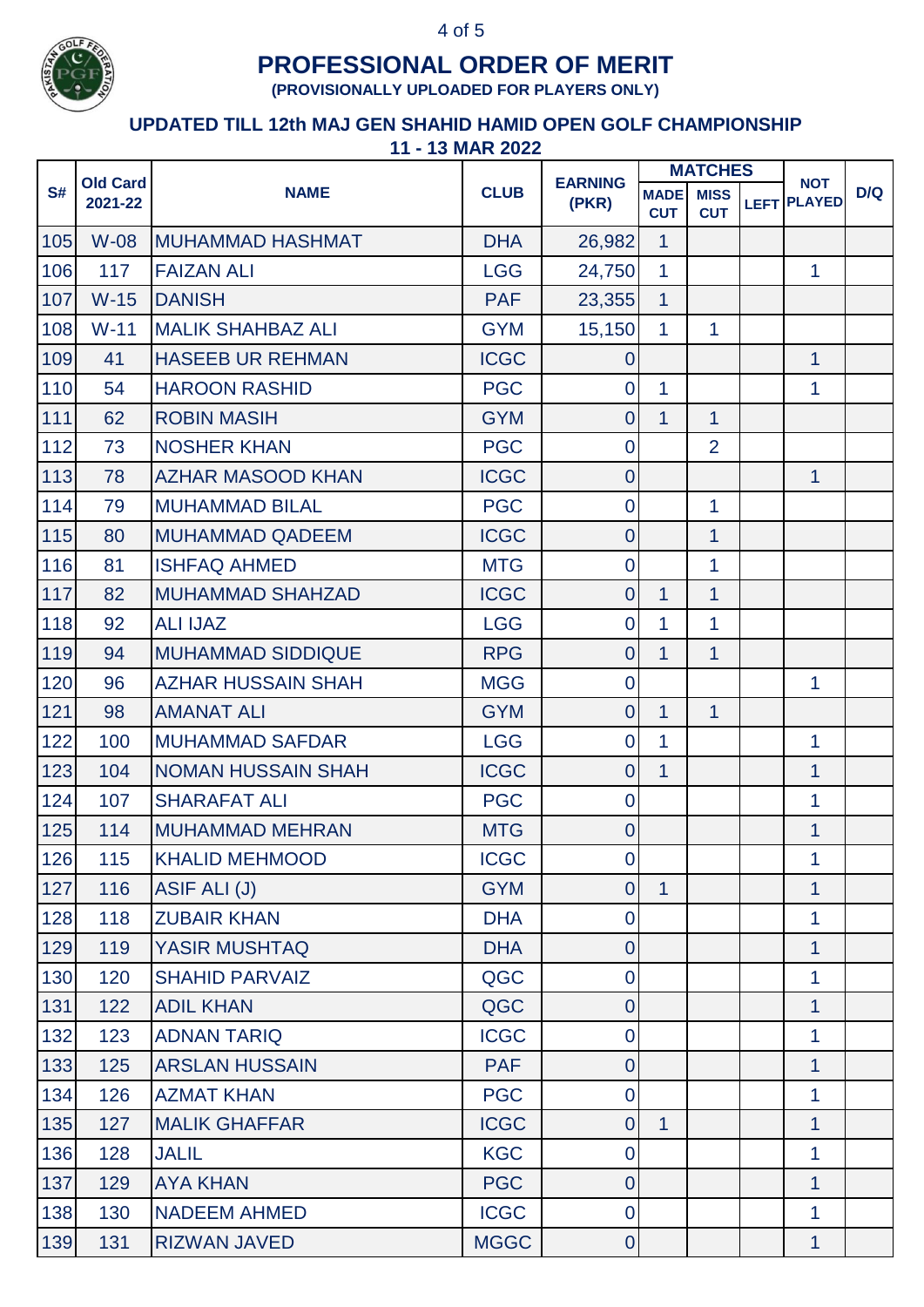# PROFESSIONAL ORDER OF MERIT

**(PROVISIONALLY UPLOADED FOR PLAYERS ONLY)**

## UPDATED TILL 12th MAJ GEN SHAHID HAMID OPEN GOLF CHAMPIONSHIP

**11 - 13 MAR 2022**

| S# | Old Card 2021-22 | NAME | CLUB | EARNING (PKR) | MATCHES | | | NOT PLAYED | D/Q |
|---|---|---|---|---|---|---|---|---|---|
| | | | | | MADE CUT | MISS CUT | LEFT | | |
| 105 | W-08 | MUHAMMAD HASHMAT | DHA | 26,982 | 1 | | | | |
| 106 | 117 | FAIZAN ALI | LGG | 24,750 | 1 | | | 1 | |
| 107 | W-15 | DANISH | PAF | 23,355 | 1 | | | | |
| 108 | W-11 | MALIK SHAHBAZ ALI | GYM | 15,150 | 1 | 1 | | | |
| 109 | 41 | HASEEB UR REHMAN | ICGC | 0 | | | | 1 | |
| 110 | 54 | HAROON RASHID | PGC | 0 | 1 | | | 1 | |
| 111 | 62 | ROBIN MASIH | GYM | 0 | 1 | 1 | | | |
| 112 | 73 | NOSHER KHAN | PGC | 0 | | 2 | | | |
| 113 | 78 | AZHAR MASOOD KHAN | ICGC | 0 | | | | 1 | |
| 114 | 79 | MUHAMMAD BILAL | PGC | 0 | | 1 | | | |
| 115 | 80 | MUHAMMAD QADEEM | ICGC | 0 | | 1 | | | |
| 116 | 81 | ISHFAQ AHMED | MTG | 0 | | 1 | | | |
| 117 | 82 | MUHAMMAD SHAHZAD | ICGC | 0 | 1 | 1 | | | |
| 118 | 92 | ALI IJAZ | LGG | 0 | 1 | 1 | | | |
| 119 | 94 | MUHAMMAD SIDDIQUE | RPG | 0 | 1 | 1 | | | |
| 120 | 96 | AZHAR HUSSAIN SHAH | MGG | 0 | | | | 1 | |
| 121 | 98 | AMANAT ALI | GYM | 0 | 1 | 1 | | | |
| 122 | 100 | MUHAMMAD SAFDAR | LGG | 0 | 1 | | | 1 | |
| 123 | 104 | NOMAN HUSSAIN SHAH | ICGC | 0 | 1 | | | 1 | |
| 124 | 107 | SHARAFAT ALI | PGC | 0 | | | | 1 | |
| 125 | 114 | MUHAMMAD MEHRAN | MTG | 0 | | | | 1 | |
| 126 | 115 | KHALID MEHMOOD | ICGC | 0 | | | | 1 | |
| 127 | 116 | ASIF ALI (J) | GYM | 0 | 1 | | | 1 | |
| 128 | 118 | ZUBAIR KHAN | DHA | 0 | | | | 1 | |
| 129 | 119 | YASIR MUSHTAQ | DHA | 0 | | | | 1 | |
| 130 | 120 | SHAHID PARVAIZ | QGC | 0 | | | | 1 | |
| 131 | 122 | ADIL KHAN | QGC | 0 | | | | 1 | |
| 132 | 123 | ADNAN TARIQ | ICGC | 0 | | | | 1 | |
| 133 | 125 | ARSLAN HUSSAIN | PAF | 0 | | | | 1 | |
| 134 | 126 | AZMAT KHAN | PGC | 0 | | | | 1 | |
| 135 | 127 | MALIK GHAFFAR | ICGC | 0 | 1 | | | 1 | |
| 136 | 128 | JALIL | KGC | 0 | | | | 1 | |
| 137 | 129 | AYA KHAN | PGC | 0 | | | | 1 | |
| 138 | 130 | NADEEM AHMED | ICGC | 0 | | | | 1 | |
| 139 | 131 | RIZWAN JAVED | MGGC | 0 | | | | 1 | |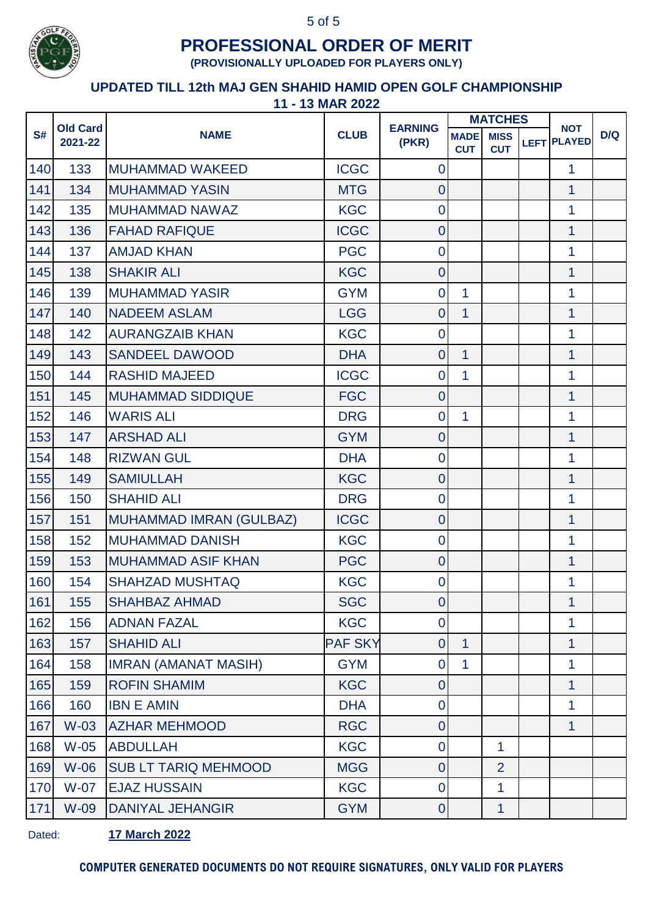# PROFESSIONAL ORDER OF MERIT

**(PROVISIONALLY UPLOADED FOR PLAYERS ONLY)**

## UPDATED TILL 12th MAJ GEN SHAHID HAMID OPEN GOLF CHAMPIONSHIP

**11 - 13 MAR 2022**

| S# | Old Card 2021-22 | NAME | CLUB | EARNING (PKR) | MATCHES | | | NOT PLAYED | D/Q |
|---|---|---|---|---|---|---|---|---|---|
| | | | | | MADE CUT | MISS CUT | LEFT | | |
| 140 | 133 | MUHAMMAD WAKEED | ICGC | 0 | | | | 1 | |
| 141 | 134 | MUHAMMAD YASIN | MTG | 0 | | | | 1 | |
| 142 | 135 | MUHAMMAD NAWAZ | KGC | 0 | | | | 1 | |
| 143 | 136 | FAHAD RAFIQUE | ICGC | 0 | | | | 1 | |
| 144 | 137 | AMJAD KHAN | PGC | 0 | | | | 1 | |
| 145 | 138 | SHAKIR ALI | KGC | 0 | | | | 1 | |
| 146 | 139 | MUHAMMAD YASIR | GYM | 0 | 1 | | | 1 | |
| 147 | 140 | NADEEM ASLAM | LGG | 0 | 1 | | | 1 | |
| 148 | 142 | AURANGZAIB KHAN | KGC | 0 | | | | 1 | |
| 149 | 143 | SANDEEL DAWOOD | DHA | 0 | 1 | | | 1 | |
| 150 | 144 | RASHID MAJEED | ICGC | 0 | 1 | | | 1 | |
| 151 | 145 | MUHAMMAD SIDDIQUE | FGC | 0 | | | | 1 | |
| 152 | 146 | WARIS ALI | DRG | 0 | 1 | | | 1 | |
| 153 | 147 | ARSHAD ALI | GYM | 0 | | | | 1 | |
| 154 | 148 | RIZWAN GUL | DHA | 0 | | | | 1 | |
| 155 | 149 | SAMIULLAH | KGC | 0 | | | | 1 | |
| 156 | 150 | SHAHID ALI | DRG | 0 | | | | 1 | |
| 157 | 151 | MUHAMMAD IMRAN (GULBAZ) | ICGC | 0 | | | | 1 | |
| 158 | 152 | MUHAMMAD DANISH | KGC | 0 | | | | 1 | |
| 159 | 153 | MUHAMMAD ASIF KHAN | PGC | 0 | | | | 1 | |
| 160 | 154 | SHAHZAD MUSHTAQ | KGC | 0 | | | | 1 | |
| 161 | 155 | SHAHBAZ AHMAD | SGC | 0 | | | | 1 | |
| 162 | 156 | ADNAN FAZAL | KGC | 0 | | | | 1 | |
| 163 | 157 | SHAHID ALI | PAF SKY | 0 | 1 | | | 1 | |
| 164 | 158 | IMRAN (AMANAT MASIH) | GYM | 0 | 1 | | | 1 | |
| 165 | 159 | ROFIN SHAMIM | KGC | 0 | | | | 1 | |
| 166 | 160 | IBN E AMIN | DHA | 0 | | | | 1 | |
| 167 | W-03 | AZHAR MEHMOOD | RGC | 0 | | | | 1 | |
| 168 | W-05 | ABDULLAH | KGC | 0 | | 1 | | | |
| 169 | W-06 | SUB LT TARIQ MEHMOOD | MGG | 0 | | 2 | | | |
| 170 | W-07 | EJAZ HUSSAIN | KGC | 0 | | 1 | | | |
| 171 | W-09 | DANIYAL JEHANGIR | GYM | 0 | | 1 | | | |

Dated: **17 March 2022**

**COMPUTER GENERATED DOCUMENTS DO NOT REQUIRE SIGNATURES, ONLY VALID FOR PLAYERS**